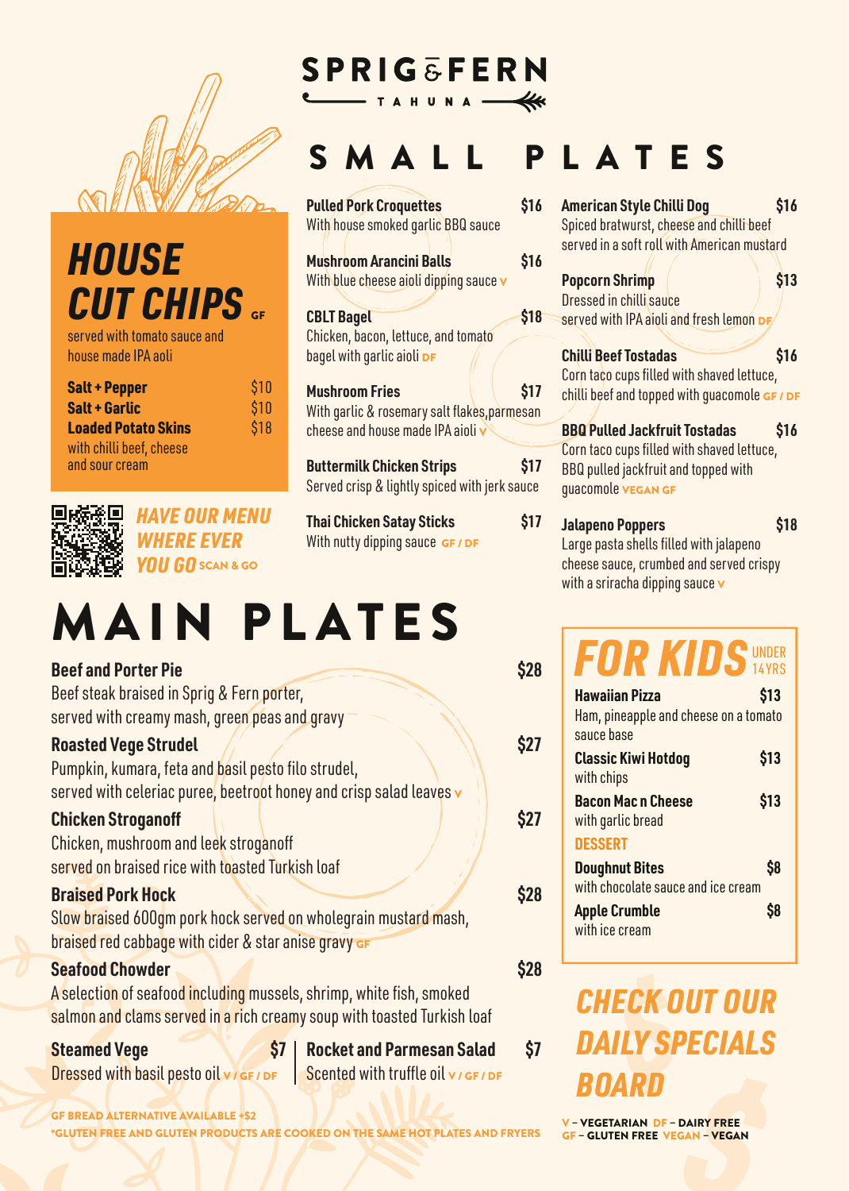# SPRIG & FERN

TAHUNA

## SMALL PLATES

**Pulled Pork Croquettes** $16
With house smoked garlic BBQ sauce

**Mushroom Arancini Balls** $16
With blue cheese aioli dipping sauce V

**CBLT Bagel** $18
Chicken, bacon, lettuce, and tomato bagel with garlic aioli DF

**Mushroom Fries** $17
With garlic & rosemary salt flakes, parmesan cheese and house made IPA aioli V

**Buttermilk Chicken Strips** $17
Served crisp & lightly spiced with jerk sauce

**Thai Chicken Satay Sticks** $17
With nutty dipping sauce GF / DF

**American Style Chilli Dog** $16
Spiced bratwurst, cheese and chilli beef served in a soft roll with American mustard

**Popcorn Shrimp** $13
Dressed in chilli sauce served with IPA aioli and fresh lemon DF

**Chilli Beef Tostadas** $16
Corn taco cups filled with shaved lettuce, chilli beef and topped with guacamole GF / DF

**BBQ Pulled Jackfruit Tostadas** $16
Corn taco cups filled with shaved lettuce, BBQ pulled jackfruit and topped with guacamole VEGAN GF

**Jalapeno Poppers** $18
Large pasta shells filled with jalapeno cheese sauce, crumbed and served crispy with a sriracha dipping sauce V

## HOUSE CUT CHIPS GF

served with tomato sauce and house made IPA aoli

**Salt + Pepper** $10
**Salt + Garlic** $10
**Loaded Potato Skins** $18
with chilli beef, cheese and sour cream

HAVE OUR MENU WHERE EVER YOU GO SCAN & GO

## MAIN PLATES

**Beef and Porter Pie** $28
Beef steak braised in Sprig & Fern porter, served with creamy mash, green peas and gravy

**Roasted Vege Strudel** $27
Pumpkin, kumara, feta and basil pesto filo strudel, served with celeriac puree, beetroot honey and crisp salad leaves V

**Chicken Stroganoff** $27
Chicken, mushroom and leek stroganoff served on braised rice with toasted Turkish loaf

**Braised Pork Hock** $28
Slow braised 600gm pork hock served on wholegrain mustard mash, braised red cabbage with cider & star anise gravy GF

**Seafood Chowder** $28
A selection of seafood including mussels, shrimp, white fish, smoked salmon and clams served in a rich creamy soup with toasted Turkish loaf

**Steamed Vege** $7
Dressed with basil pesto oil V / GF / DF

**Rocket and Parmesan Salad** $7
Scented with truffle oil V / GF / DF

GF BREAD ALTERNATIVE AVAILABLE +$2
*GLUTEN FREE AND GLUTEN PRODUCTS ARE COOKED ON THE SAME HOT PLATES AND FRYERS

## FOR KIDS UNDER 14YRS

**Hawaiian Pizza** $13
Ham, pineapple and cheese on a tomato sauce base

**Classic Kiwi Hotdog** $13
with chips

**Bacon Mac n Cheese** $13
with garlic bread

### DESSERT

**Doughnut Bites** $8
with chocolate sauce and ice cream

**Apple Crumble** $8
with ice cream

CHECK OUT OUR DAILY SPECIALS BOARD

V – VEGETARIAN DF – DAIRY FREE
GF – GLUTEN FREE VEGAN – VEGAN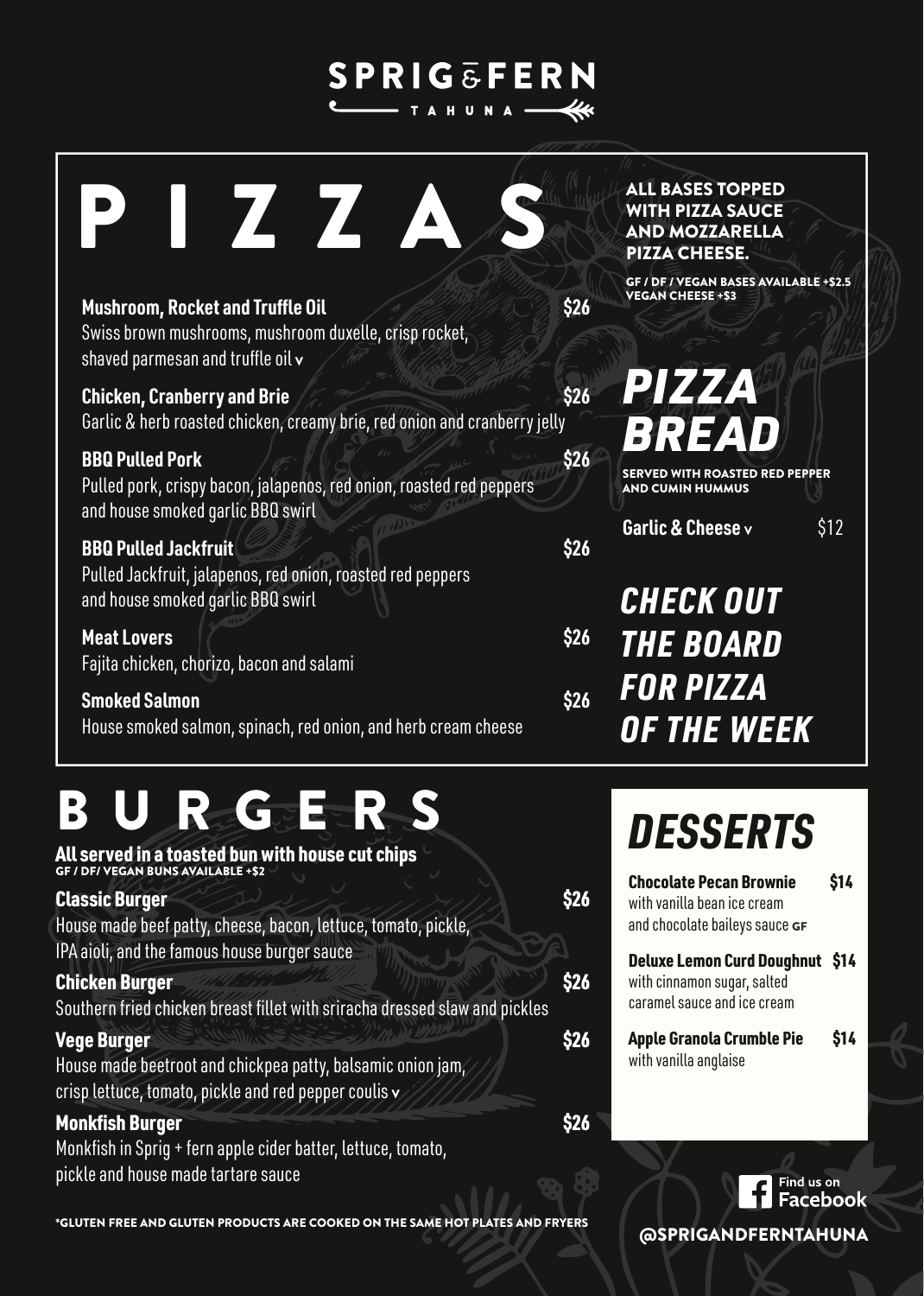# SPRIG & FERN

TAHUNA

# PIZZAS

**ALL BASES TOPPED WITH PIZZA SAUCE AND MOZZARELLA PIZZA CHEESE.**

GF / DF / VEGAN BASES AVAILABLE +$2.5
VEGAN CHEESE +$3

**Mushroom, Rocket and Truffle Oil** — $26
Swiss brown mushrooms, mushroom duxelle, crisp rocket, shaved parmesan and truffle oil v

**Chicken, Cranberry and Brie** — $26
Garlic & herb roasted chicken, creamy brie, red onion and cranberry jelly

**BBQ Pulled Pork** — $26
Pulled pork, crispy bacon, jalapenos, red onion, roasted red peppers and house smoked garlic BBQ swirl

**BBQ Pulled Jackfruit** — $26
Pulled Jackfruit, jalapenos, red onion, roasted red peppers and house smoked garlic BBQ swirl

**Meat Lovers** — $26
Fajita chicken, chorizo, bacon and salami

**Smoked Salmon** — $26
House smoked salmon, spinach, red onion, and herb cream cheese

## *PIZZA BREAD*

SERVED WITH ROASTED RED PEPPER AND CUMIN HUMMUS

**Garlic & Cheese** v — $12

## *CHECK OUT THE BOARD FOR PIZZA OF THE WEEK*

# BURGERS

**All served in a toasted bun with house cut chips**
GF / DF/ VEGAN BUNS AVAILABLE +$2

**Classic Burger** — $26
House made beef patty, cheese, bacon, lettuce, tomato, pickle, IPA aioli, and the famous house burger sauce

**Chicken Burger** — $26
Southern fried chicken breast fillet with sriracha dressed slaw and pickles

**Vege Burger** — $26
House made beetroot and chickpea patty, balsamic onion jam, crisp lettuce, tomato, pickle and red pepper coulis v

**Monkfish Burger** — $26
Monkfish in Sprig + fern apple cider batter, lettuce, tomato, pickle and house made tartare sauce

*GLUTEN FREE AND GLUTEN PRODUCTS ARE COOKED ON THE SAME HOT PLATES AND FRYERS

# *DESSERTS*

**Chocolate Pecan Brownie** — $14
with vanilla bean ice cream and chocolate baileys sauce GF

**Deluxe Lemon Curd Doughnut** — $14
with cinnamon sugar, salted caramel sauce and ice cream

**Apple Granola Crumble Pie** — $14
with vanilla anglaise

Find us on Facebook

@SPRIGANDFERNTAHUNA